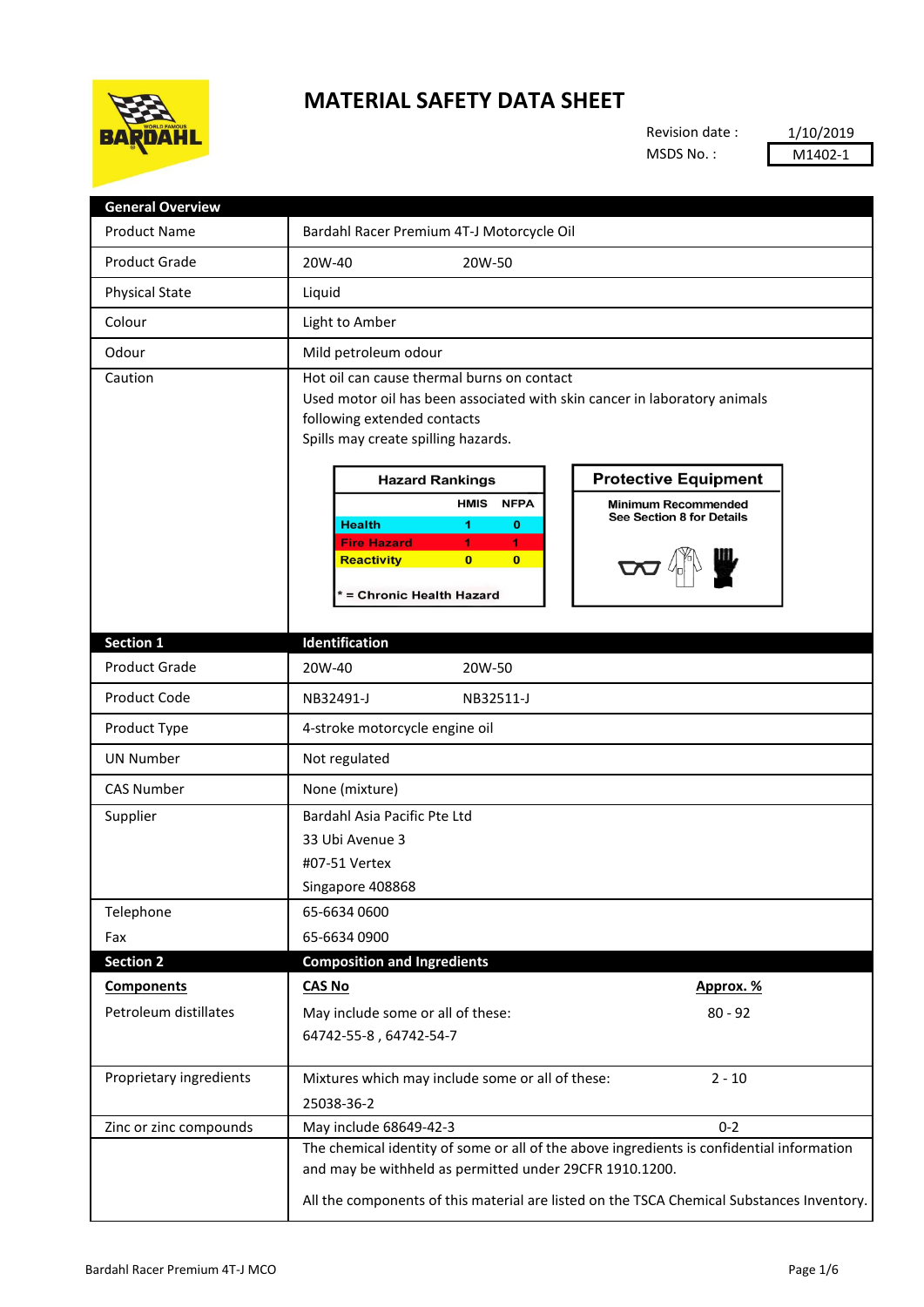# MATERIAL SAFETY DATA SHEET

Revision date : 1/10/2019

MSDS No. : M1402-1

| General Overview | |
|---|---|
| Product Name | Bardahl Racer Premium 4T-J Motorcycle Oil |
| Product Grade | 20W-40 &nbsp;&nbsp;&nbsp;&nbsp; 20W-50 |
| Physical State | Liquid |
| Colour | Light to Amber |
| Odour | Mild petroleum odour |
| Caution | Hot oil can cause thermal burns on contact<br>Used motor oil has been associated with skin cancer in laboratory animals following extended contacts<br>Spills may create spilling hazards. |

**Hazard Rankings**

| | HMIS | NFPA |
|---|---|---|
| Health | 1 | 0 |
| Fire Hazard | 1 | 1 |
| Reactivity | 0 | 0 |

* = Chronic Health Hazard

**Protective Equipment**

Minimum Recommended
See Section 8 for Details

| Section 1 | Identification |
|---|---|
| Product Grade | 20W-40 &nbsp;&nbsp;&nbsp;&nbsp; 20W-50 |
| Product Code | NB32491-J &nbsp;&nbsp;&nbsp;&nbsp; NB32511-J |
| Product Type | 4-stroke motorcycle engine oil |
| UN Number | Not regulated |
| CAS Number | None (mixture) |
| Supplier | Bardahl Asia Pacific Pte Ltd<br>33 Ubi Avenue 3<br>#07-51 Vertex<br>Singapore 408868 |
| Telephone | 65-6634 0600 |
| Fax | 65-6634 0900 |

| Section 2 | Composition and Ingredients | |
|---|---|---|
| **Components** | **CAS No** | **Approx. %** |
| Petroleum distillates | May include some or all of these:<br>64742-55-8 , 64742-54-7 | 80 - 92 |
| Proprietary ingredients | Mixtures which may include some or all of these:<br>25038-36-2 | 2 - 10 |
| Zinc or zinc compounds | May include 68649-42-3 | 0-2 |
| | The chemical identity of some or all of the above ingredients is confidential information and may be withheld as permitted under 29CFR 1910.1200.<br><br>All the components of this material are listed on the TSCA Chemical Substances Inventory. | |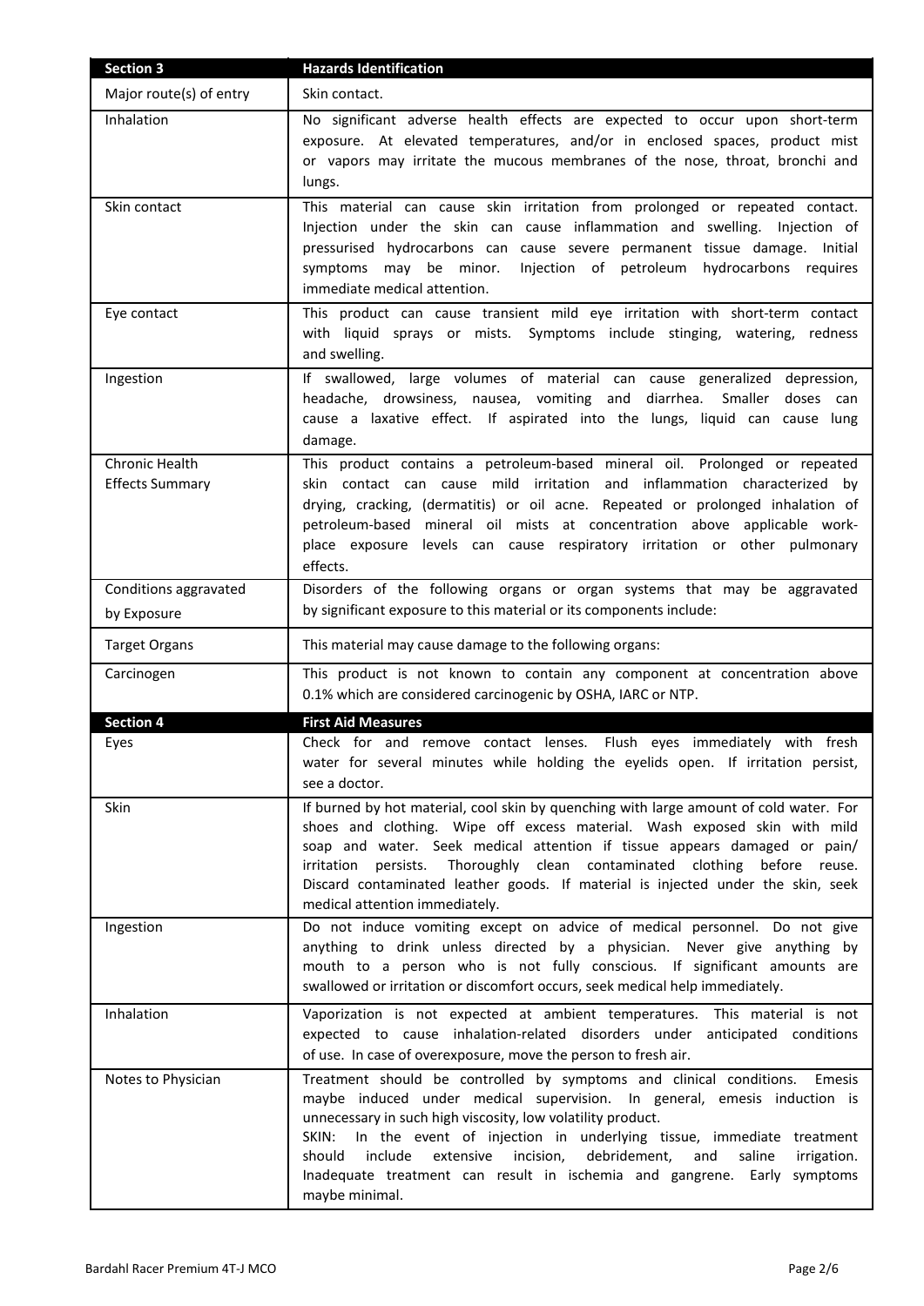| Section 3 | Hazards Identification |
| --- | --- |
| Major route(s) of entry | Skin contact. |
| Inhalation | No significant adverse health effects are expected to occur upon short-term exposure. At elevated temperatures, and/or in enclosed spaces, product mist or vapors may irritate the mucous membranes of the nose, throat, bronchi and lungs. |
| Skin contact | This material can cause skin irritation from prolonged or repeated contact. Injection under the skin can cause inflammation and swelling. Injection of pressurised hydrocarbons can cause severe permanent tissue damage. Initial symptoms may be minor. Injection of petroleum hydrocarbons requires immediate medical attention. |
| Eye contact | This product can cause transient mild eye irritation with short-term contact with liquid sprays or mists. Symptoms include stinging, watering, redness and swelling. |
| Ingestion | If swallowed, large volumes of material can cause generalized depression, headache, drowsiness, nausea, vomiting and diarrhea. Smaller doses can cause a laxative effect. If aspirated into the lungs, liquid can cause lung damage. |
| Chronic Health Effects Summary | This product contains a petroleum-based mineral oil. Prolonged or repeated skin contact can cause mild irritation and inflammation characterized by drying, cracking, (dermatitis) or oil acne. Repeated or prolonged inhalation of petroleum-based mineral oil mists at concentration above applicable work-place exposure levels can cause respiratory irritation or other pulmonary effects. |
| Conditions aggravated by Exposure | Disorders of the following organs or organ systems that may be aggravated by significant exposure to this material or its components include: |
| Target Organs | This material may cause damage to the following organs: |
| Carcinogen | This product is not known to contain any component at concentration above 0.1% which are considered carcinogenic by OSHA, IARC or NTP. |

| Section 4 | First Aid Measures |
| --- | --- |
| Eyes | Check for and remove contact lenses. Flush eyes immediately with fresh water for several minutes while holding the eyelids open. If irritation persist, see a doctor. |
| Skin | If burned by hot material, cool skin by quenching with large amount of cold water. For shoes and clothing. Wipe off excess material. Wash exposed skin with mild soap and water. Seek medical attention if tissue appears damaged or pain/ irritation persists. Thoroughly clean contaminated clothing before reuse. Discard contaminated leather goods. If material is injected under the skin, seek medical attention immediately. |
| Ingestion | Do not induce vomiting except on advice of medical personnel. Do not give anything to drink unless directed by a physician. Never give anything by mouth to a person who is not fully conscious. If significant amounts are swallowed or irritation or discomfort occurs, seek medical help immediately. |
| Inhalation | Vaporization is not expected at ambient temperatures. This material is not expected to cause inhalation-related disorders under anticipated conditions of use. In case of overexposure, move the person to fresh air. |
| Notes to Physician | Treatment should be controlled by symptoms and clinical conditions. Emesis maybe induced under medical supervision. In general, emesis induction is unnecessary in such high viscosity, low volatility product.<br>SKIN: In the event of injection in underlying tissue, immediate treatment should include extensive incision, debridement, and saline irrigation. Inadequate treatment can result in ischemia and gangrene. Early symptoms maybe minimal. |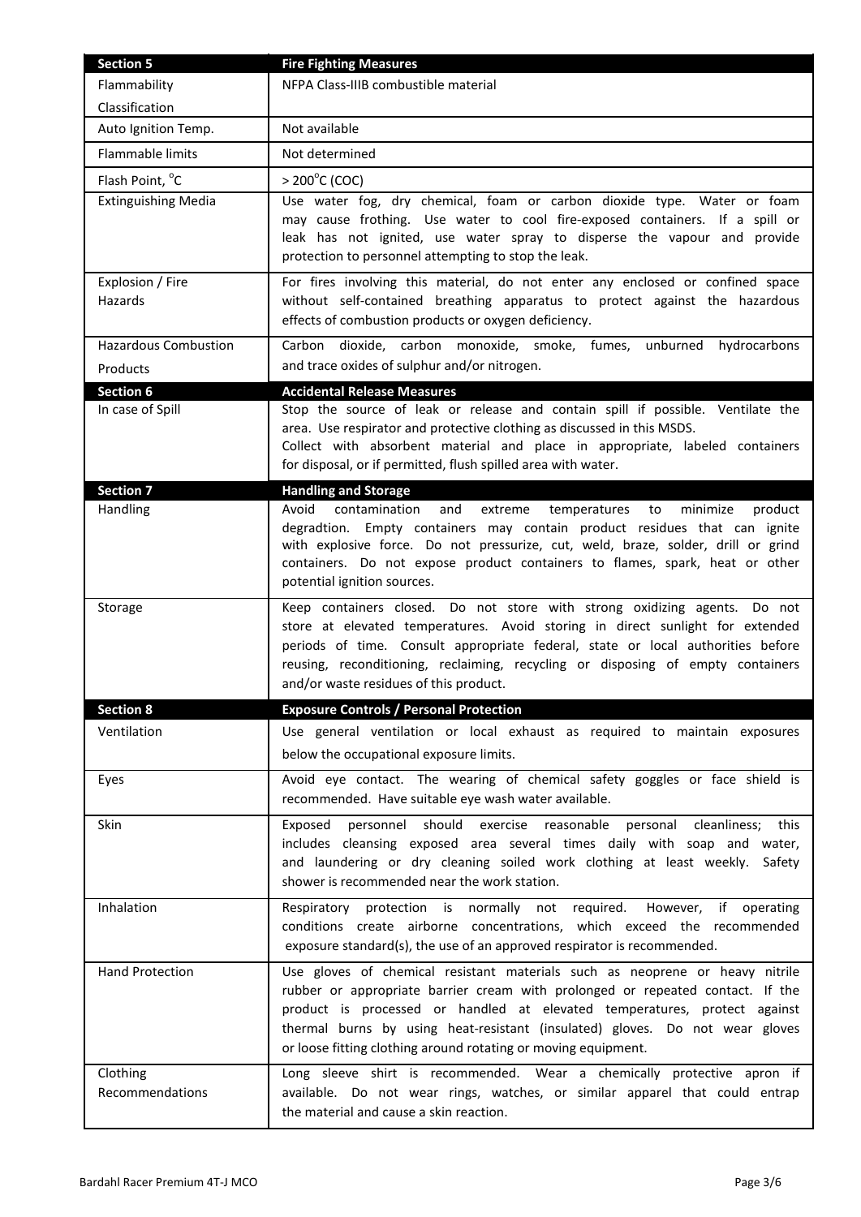| Section 5 | Fire Fighting Measures |
|---|---|
| Flammability Classification | NFPA Class-IIIB combustible material |
| Auto Ignition Temp. | Not available |
| Flammable limits | Not determined |
| Flash Point, °C | > 200°C (COC) |
| Extinguishing Media | Use water fog, dry chemical, foam or carbon dioxide type. Water or foam may cause frothing. Use water to cool fire-exposed containers. If a spill or leak has not ignited, use water spray to disperse the vapour and provide protection to personnel attempting to stop the leak. |
| Explosion / Fire Hazards | For fires involving this material, do not enter any enclosed or confined space without self-contained breathing apparatus to protect against the hazardous effects of combustion products or oxygen deficiency. |
| Hazardous Combustion Products | Carbon dioxide, carbon monoxide, smoke, fumes, unburned hydrocarbons and trace oxides of sulphur and/or nitrogen. |
| **Section 6** | **Accidental Release Measures** |
| In case of Spill | Stop the source of leak or release and contain spill if possible. Ventilate the area. Use respirator and protective clothing as discussed in this MSDS. Collect with absorbent material and place in appropriate, labeled containers for disposal, or if permitted, flush spilled area with water. |
| **Section 7** | **Handling and Storage** |
| Handling | Avoid contamination and extreme temperatures to minimize product degradtion. Empty containers may contain product residues that can ignite with explosive force. Do not pressurize, cut, weld, braze, solder, drill or grind containers. Do not expose product containers to flames, spark, heat or other potential ignition sources. |
| Storage | Keep containers closed. Do not store with strong oxidizing agents. Do not store at elevated temperatures. Avoid storing in direct sunlight for extended periods of time. Consult appropriate federal, state or local authorities before reusing, reconditioning, reclaiming, recycling or disposing of empty containers and/or waste residues of this product. |
| **Section 8** | **Exposure Controls / Personal Protection** |
| Ventilation | Use general ventilation or local exhaust as required to maintain exposures below the occupational exposure limits. |
| Eyes | Avoid eye contact. The wearing of chemical safety goggles or face shield is recommended. Have suitable eye wash water available. |
| Skin | Exposed personnel should exercise reasonable personal cleanliness; this includes cleansing exposed area several times daily with soap and water, and laundering or dry cleaning soiled work clothing at least weekly. Safety shower is recommended near the work station. |
| Inhalation | Respiratory protection is normally not required. However, if operating conditions create airborne concentrations, which exceed the recommended exposure standard(s), the use of an approved respirator is recommended. |
| Hand Protection | Use gloves of chemical resistant materials such as neoprene or heavy nitrile rubber or appropriate barrier cream with prolonged or repeated contact. If the product is processed or handled at elevated temperatures, protect against thermal burns by using heat-resistant (insulated) gloves. Do not wear gloves or loose fitting clothing around rotating or moving equipment. |
| Clothing Recommendations | Long sleeve shirt is recommended. Wear a chemically protective apron if available. Do not wear rings, watches, or similar apparel that could entrap the material and cause a skin reaction. |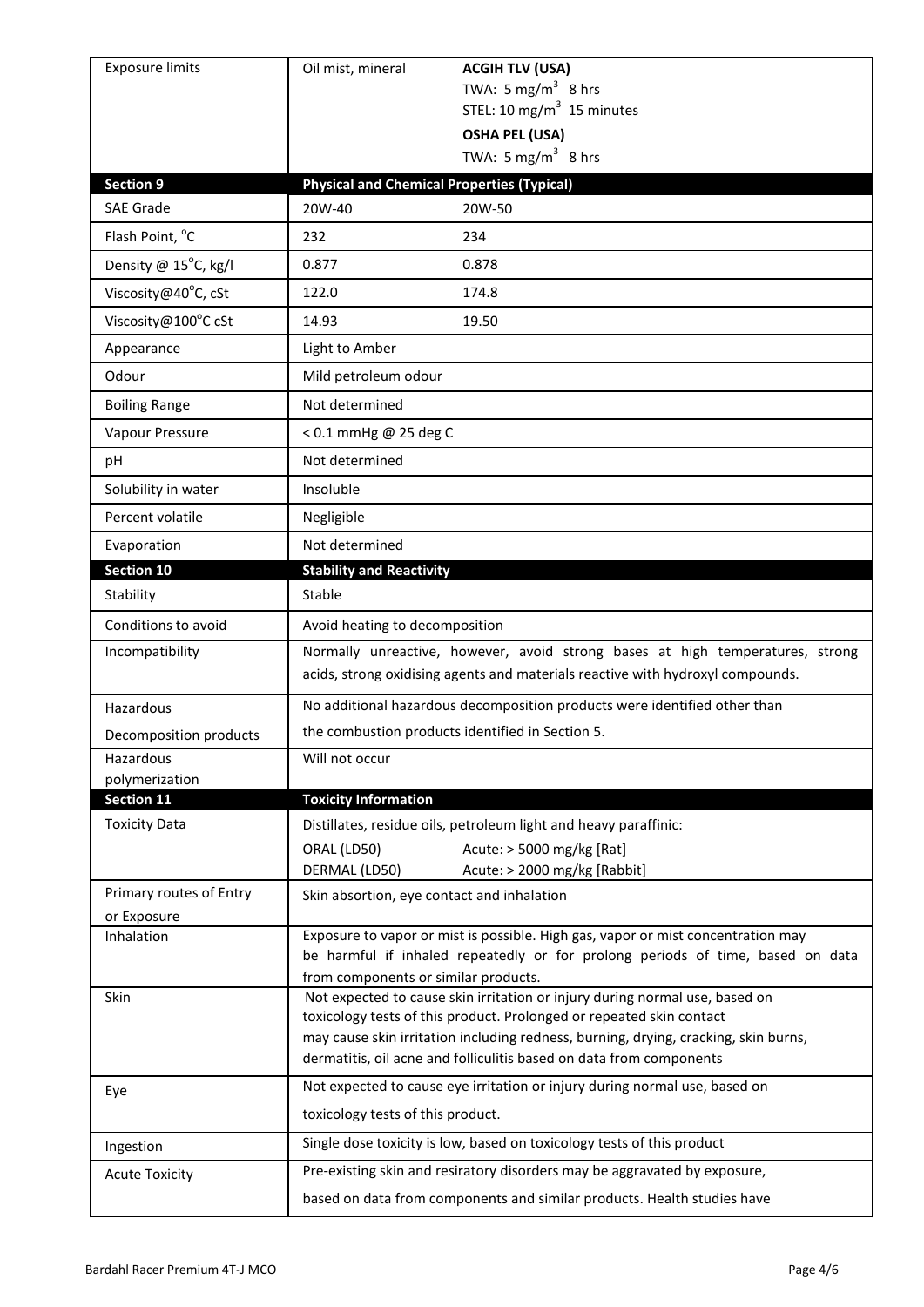| Exposure limits | Oil mist, mineral | **ACGIH TLV (USA)**<br>TWA: 5 $mg/m^3$ 8 hrs<br>STEL: 10 $mg/m^3$ 15 minutes<br>**OSHA PEL (USA)**<br>TWA: 5 $mg/m^3$ 8 hrs |
|---|---|---|

## Section 9 Physical and Chemical Properties (Typical)

| SAE Grade | 20W-40 | 20W-50 |
|---|---|---|
| Flash Point, °C | 232 | 234 |
| Density @ 15°C, kg/l | 0.877 | 0.878 |
| Viscosity@40°C, cSt | 122.0 | 174.8 |
| Viscosity@100°C cSt | 14.93 | 19.50 |
| Appearance | Light to Amber | |
| Odour | Mild petroleum odour | |
| Boiling Range | Not determined | |
| Vapour Pressure | < 0.1 mmHg @ 25 deg C | |
| pH | Not determined | |
| Solubility in water | Insoluble | |
| Percent volatile | Negligible | |
| Evaporation | Not determined | |

## Section 10 Stability and Reactivity

| Stability | Stable |
|---|---|
| Conditions to avoid | Avoid heating to decomposition |
| Incompatibility | Normally unreactive, however, avoid strong bases at high temperatures, strong acids, strong oxidising agents and materials reactive with hydroxyl compounds. |
| Hazardous Decomposition products | No additional hazardous decomposition products were identified other than the combustion products identified in Section 5. |
| Hazardous polymerization | Will not occur |

## Section 11 Toxicity Information

| Toxicity Data | Distillates, residue oils, petroleum light and heavy paraffinic:<br>ORAL (LD50) Acute: > 5000 mg/kg [Rat]<br>DERMAL (LD50) Acute: > 2000 mg/kg [Rabbit] |
|---|---|
| Primary routes of Entry or Exposure | Skin absorption, eye contact and inhalation |
| Inhalation | Exposure to vapor or mist is possible. High gas, vapor or mist concentration may be harmful if inhaled repeatedly or for prolong periods of time, based on data from components or similar products. |
| Skin | Not expected to cause skin irritation or injury during normal use, based on toxicology tests of this product. Prolonged or repeated skin contact may cause skin irritation including redness, burning, drying, cracking, skin burns, dermatitis, oil acne and folliculitis based on data from components |
| Eye | Not expected to cause eye irritation or injury during normal use, based on toxicology tests of this product. |
| Ingestion | Single dose toxicity is low, based on toxicology tests of this product |
| Acute Toxicity | Pre-existing skin and resiratory disorders may be aggravated by exposure, based on data from components and similar products. Health studies have |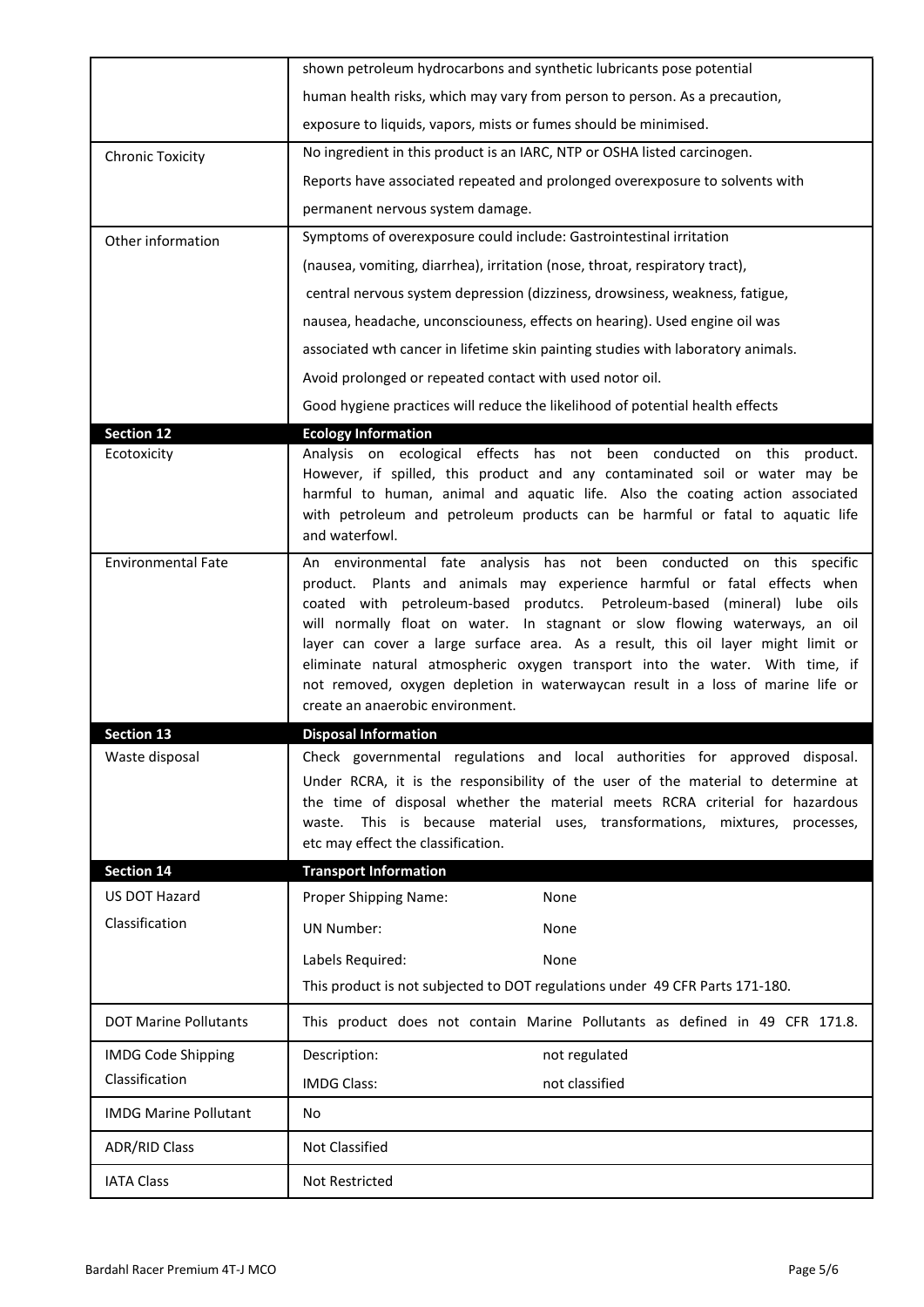| | |
|---|---|
| | shown petroleum hydrocarbons and synthetic lubricants pose potential human health risks, which may vary from person to person. As a precaution, exposure to liquids, vapors, mists or fumes should be minimised. |
| Chronic Toxicity | No ingredient in this product is an IARC, NTP or OSHA listed carcinogen. Reports have associated repeated and prolonged overexposure to solvents with permanent nervous system damage. |
| Other information | Symptoms of overexposure could include: Gastrointestinal irritation (nausea, vomiting, diarrhea), irritation (nose, throat, respiratory tract), central nervous system depression (dizziness, drowsiness, weakness, fatigue, nausea, headache, unconsciouness, effects on hearing). Used engine oil was associated wth cancer in lifetime skin painting studies with laboratory animals. Avoid prolonged or repeated contact with used notor oil. Good hygiene practices will reduce the likelihood of potential health effects |
| **Section 12** | **Ecology Information** |
| Ecotoxicity | Analysis on ecological effects has not been conducted on this product. However, if spilled, this product and any contaminated soil or water may be harmful to human, animal and aquatic life. Also the coating action associated with petroleum and petroleum products can be harmful or fatal to aquatic life and waterfowl. |
| Environmental Fate | An environmental fate analysis has not been conducted on this specific product. Plants and animals may experience harmful or fatal effects when coated with petroleum-based produtcs. Petroleum-based (mineral) lube oils will normally float on water. In stagnant or slow flowing waterways, an oil layer can cover a large surface area. As a result, this oil layer might limit or eliminate natural atmospheric oxygen transport into the water. With time, if not removed, oxygen depletion in waterwaycan result in a loss of marine life or create an anaerobic environment. |
| **Section 13** | **Disposal Information** |
| Waste disposal | Check governmental regulations and local authorities for approved disposal. Under RCRA, it is the responsibility of the user of the material to determine at the time of disposal whether the material meets RCRA criterial for hazardous waste. This is because material uses, transformations, mixtures, processes, etc may effect the classification. |
| **Section 14** | **Transport Information** |
| US DOT Hazard Classification | Proper Shipping Name: None<br>UN Number: None<br>Labels Required: None<br>This product is not subjected to DOT regulations under 49 CFR Parts 171-180. |
| DOT Marine Pollutants | This product does not contain Marine Pollutants as defined in 49 CFR 171.8. |
| IMDG Code Shipping Classification | Description: not regulated<br>IMDG Class: not classified |
| IMDG Marine Pollutant | No |
| ADR/RID Class | Not Classified |
| IATA Class | Not Restricted |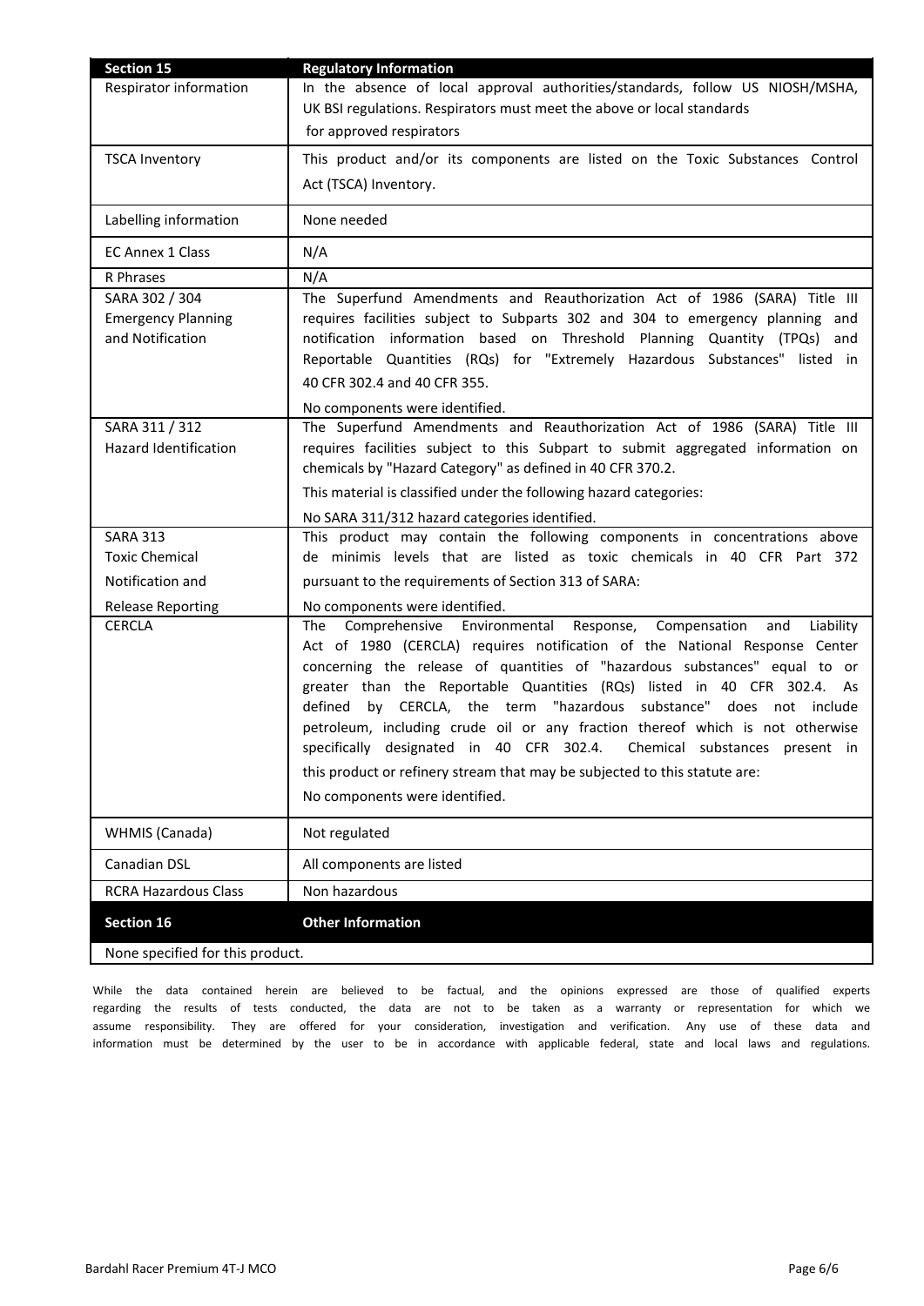| Section 15 | Regulatory Information |
|---|---|
| Respirator information | In the absence of local approval authorities/standards, follow US NIOSH/MSHA, UK BSI regulations. Respirators must meet the above or local standards for approved respirators |
| TSCA Inventory | This product and/or its components are listed on the Toxic Substances Control Act (TSCA) Inventory. |
| Labelling information | None needed |
| EC Annex 1 Class | N/A |
| R Phrases | N/A |
| SARA 302 / 304 Emergency Planning and Notification | The Superfund Amendments and Reauthorization Act of 1986 (SARA) Title III requires facilities subject to Subparts 302 and 304 to emergency planning and notification information based on Threshold Planning Quantity (TPQs) and Reportable Quantities (RQs) for "Extremely Hazardous Substances" listed in 40 CFR 302.4 and 40 CFR 355.<br>No components were identified. |
| SARA 311 / 312 Hazard Identification | The Superfund Amendments and Reauthorization Act of 1986 (SARA) Title III requires facilities subject to this Subpart to submit aggregated information on chemicals by "Hazard Category" as defined in 40 CFR 370.2.<br>This material is classified under the following hazard categories:<br>No SARA 311/312 hazard categories identified. |
| SARA 313 Toxic Chemical Notification and Release Reporting | This product may contain the following components in concentrations above de minimis levels that are listed as toxic chemicals in 40 CFR Part 372 pursuant to the requirements of Section 313 of SARA:<br>No components were identified. |
| CERCLA | The Comprehensive Environmental Response, Compensation and Liability Act of 1980 (CERCLA) requires notification of the National Response Center concerning the release of quantities of "hazardous substances" equal to or greater than the Reportable Quantities (RQs) listed in 40 CFR 302.4. As defined by CERCLA, the term "hazardous substance" does not include petroleum, including crude oil or any fraction thereof which is not otherwise specifically designated in 40 CFR 302.4. Chemical substances present in this product or refinery stream that may be subjected to this statute are:<br>No components were identified. |
| WHMIS (Canada) | Not regulated |
| Canadian DSL | All components are listed |
| RCRA Hazardous Class | Non hazardous |

## Section 16 Other Information

None specified for this product.

While the data contained herein are believed to be factual, and the opinions expressed are those of qualified experts regarding the results of tests conducted, the data are not to be taken as a warranty or representation for which we assume responsibility. They are offered for your consideration, investigation and verification. Any use of these data and information must be determined by the user to be in accordance with applicable federal, state and local laws and regulations.